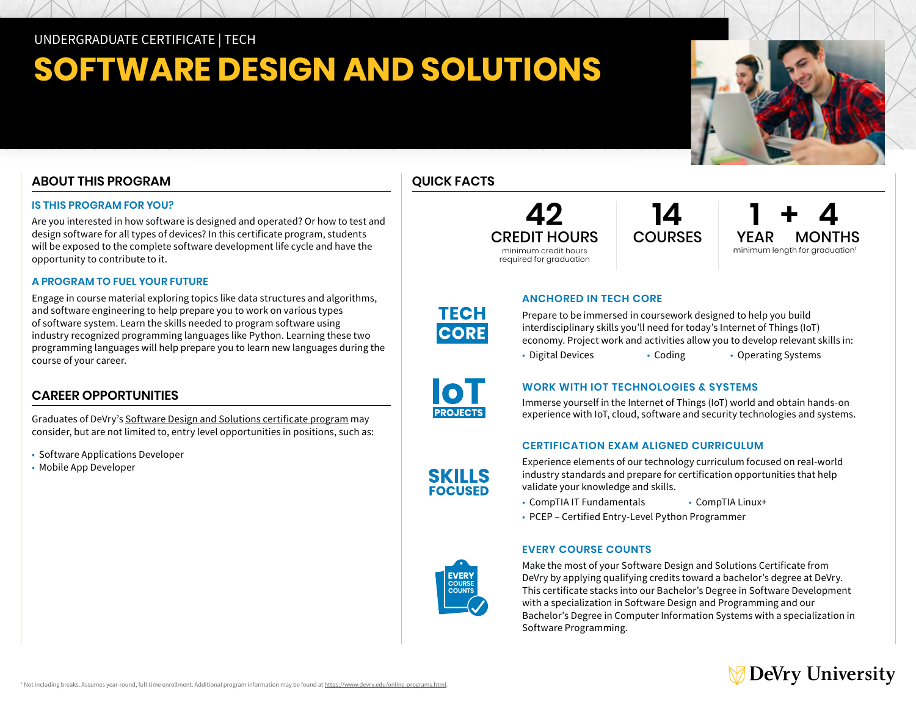UNDERGRADUATE CERTIFICATE | TECH

# SOFTWARE DESIGN AND SOLUTIONS

## ABOUT THIS PROGRAM

### IS THIS PROGRAM FOR YOU?

Are you interested in how software is designed and operated? Or how to test and design software for all types of devices? In this certificate program, students will be exposed to the complete software development life cycle and have the opportunity to contribute to it.

### A PROGRAM TO FUEL YOUR FUTURE

Engage in course material exploring topics like data structures and algorithms, and software engineering to help prepare you to work on various types of software system. Learn the skills needed to program software using industry recognized programming languages like Python. Learning these two programming languages will help prepare you to learn new languages during the course of your career.

## CAREER OPPORTUNITIES

Graduates of DeVry's Software Design and Solutions certificate program may consider, but are not limited to, entry level opportunities in positions, such as:

- Software Applications Developer
- Mobile App Developer

## QUICK FACTS

**42** CREDIT HOURS
minimum credit hours required for graduation

**14** COURSES

**1 + 4** YEAR MONTHS
minimum length for graduation[1]

TECH CORE

### ANCHORED IN TECH CORE

Prepare to be immersed in coursework designed to help you build interdisciplinary skills you'll need for today's Internet of Things (IoT) economy. Project work and activities allow you to develop relevant skills in:

- Digital Devices
- Coding
- Operating Systems

IoT PROJECTS

### WORK WITH IOT TECHNOLOGIES & SYSTEMS

Immerse yourself in the Internet of Things (IoT) world and obtain hands-on experience with IoT, cloud, software and security technologies and systems.

SKILLS FOCUSED

### CERTIFICATION EXAM ALIGNED CURRICULUM

Experience elements of our technology curriculum focused on real-world industry standards and prepare for certification opportunities that help validate your knowledge and skills.

- CompTIA IT Fundamentals
- CompTIA Linux+
- PCEP – Certified Entry-Level Python Programmer

EVERY COURSE COUNTS

### EVERY COURSE COUNTS

Make the most of your Software Design and Solutions Certificate from DeVry by applying qualifying credits toward a bachelor's degree at DeVry. This certificate stacks into our Bachelor's Degree in Software Development with a specialization in Software Design and Programming and our Bachelor's Degree in Computer Information Systems with a specialization in Software Programming.

[1] Not including breaks. Assumes year-round, full-time enrollment. Additional program information may be found at https://www.devry.edu/online-programs.html.

DeVry University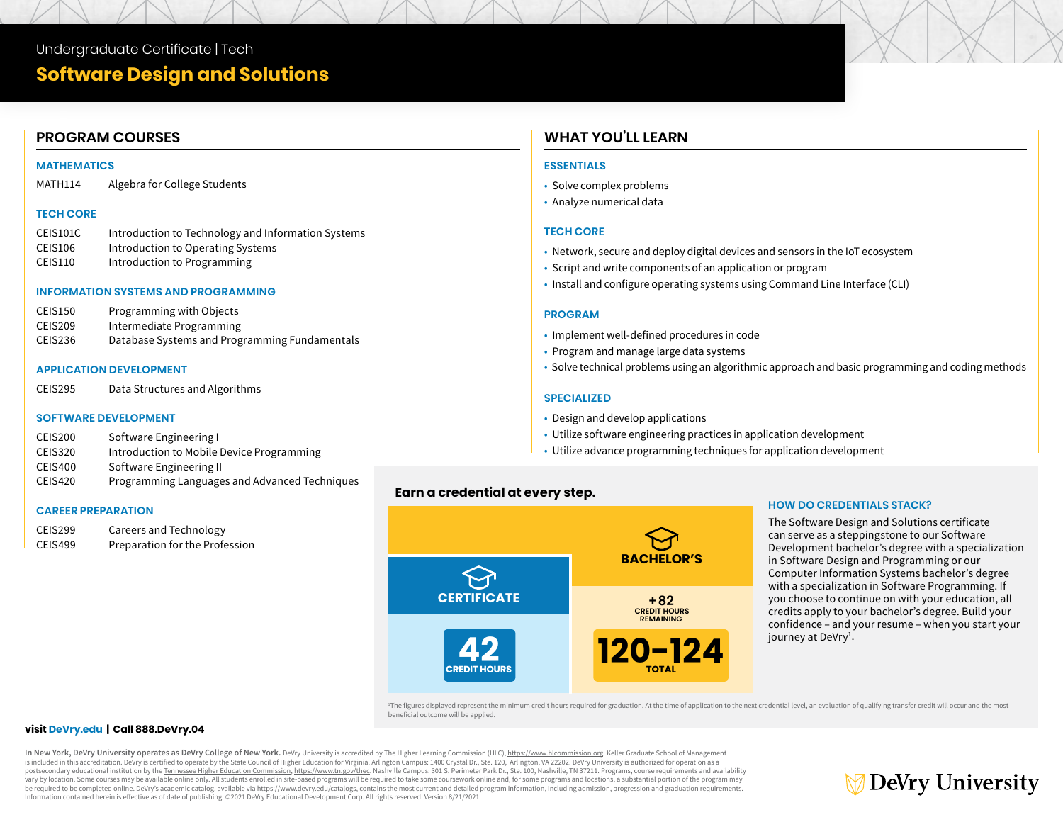Undergraduate Certificate | Tech

# Software Design and Solutions

## PROGRAM COURSES

### MATHEMATICS

| | |
|---|---|
| MATH114 | Algebra for College Students |

### TECH CORE

| | |
|---|---|
| CEIS101C | Introduction to Technology and Information Systems |
| CEIS106 | Introduction to Operating Systems |
| CEIS110 | Introduction to Programming |

### INFORMATION SYSTEMS AND PROGRAMMING

| | |
|---|---|
| CEIS150 | Programming with Objects |
| CEIS209 | Intermediate Programming |
| CEIS236 | Database Systems and Programming Fundamentals |

### APPLICATION DEVELOPMENT

| | |
|---|---|
| CEIS295 | Data Structures and Algorithms |

### SOFTWARE DEVELOPMENT

| | |
|---|---|
| CEIS200 | Software Engineering I |
| CEIS320 | Introduction to Mobile Device Programming |
| CEIS400 | Software Engineering II |
| CEIS420 | Programming Languages and Advanced Techniques |

### CAREER PREPARATION

| | |
|---|---|
| CEIS299 | Careers and Technology |
| CEIS499 | Preparation for the Profession |

## WHAT YOU'LL LEARN

### ESSENTIALS

- Solve complex problems
- Analyze numerical data

### TECH CORE

- Network, secure and deploy digital devices and sensors in the IoT ecosystem
- Script and write components of an application or program
- Install and configure operating systems using Command Line Interface (CLI)

### PROGRAM

- Implement well-defined procedures in code
- Program and manage large data systems
- Solve technical problems using an algorithmic approach and basic programming and coding methods

### SPECIALIZED

- Design and develop applications
- Utilize software engineering practices in application development
- Utilize advance programming techniques for application development

## Earn a credential at every step.

CERTIFICATE

42 CREDIT HOURS

BACHELOR'S

+82 CREDIT HOURS REMAINING

120–124 TOTAL

### HOW DO CREDENTIALS STACK?

The Software Design and Solutions certificate can serve as a steppingstone to our Software Development bachelor's degree with a specialization in Software Design and Programming or our Computer Information Systems bachelor's degree with a specialization in Software Programming. If you choose to continue on with your education, all credits apply to your bachelor's degree. Build your confidence – and your resume – when you start your journey at DeVry[1].

[1]The figures displayed represent the minimum credit hours required for graduation. At the time of application to the next credential level, an evaluation of qualifying transfer credit will occur and the most beneficial outcome will be applied.

**visit DeVry.edu | Call 888.DeVry.04**

**In New York, DeVry University operates as DeVry College of New York.** DeVry University is accredited by The Higher Learning Commission (HLC), https://www.hlcommission.org. Keller Graduate School of Management is included in this accreditation. DeVry is certified to operate by the State Council of Higher Education for Virginia. Arlington Campus: 1400 Crystal Dr., Ste. 120, Arlington, VA 22202. DeVry University is authorized for operation as a postsecondary educational institution by the Tennessee Higher Education Commission, https://www.tn.gov/thec. Nashville Campus: 301 S. Perimeter Park Dr., Ste. 100, Nashville, TN 37211. Programs, course requirements and availability vary by location. Some courses may be available online only. All students enrolled in site-based programs will be required to take some coursework online and, for some programs and locations, a substantial portion of the program may be required to be completed online. DeVry's academic catalog, available via https://www.devry.edu/catalogs, contains the most current and detailed program information, including admission, progression and graduation requirements. Information contained herein is effective as of date of publishing. ©2021 DeVry Educational Development Corp. All rights reserved. Version 8/21/2021

DeVry University